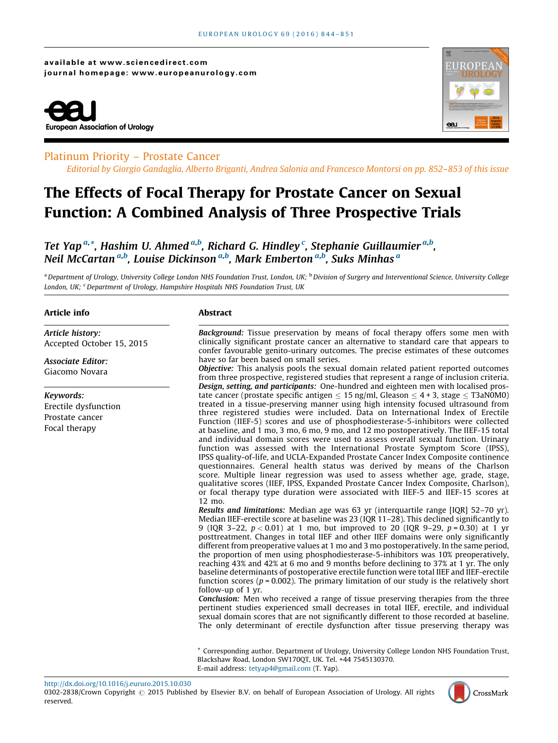available at www.sciencedirect.com
journal homepage: www.europeanurology.com

Platinum Priority – Prostate Cancer

*Editorial by Giorgio Gandaglia, Alberto Briganti, Andrea Salonia and Francesco Montorsi on pp. 852–853 of this issue*

# The Effects of Focal Therapy for Prostate Cancer on Sexual Function: A Combined Analysis of Three Prospective Trials

*Tet Yap [a,*], Hashim U. Ahmed [a,b], Richard G. Hindley [c], Stephanie Guillaumier [a,b], Neil McCartan [a,b], Louise Dickinson [a,b], Mark Emberton [a,b], Suks Minhas [a]*

[a] Department of Urology, University College London NHS Foundation Trust, London, UK; [b] Division of Surgery and Interventional Science, University College London, UK; [c] Department of Urology, Hampshire Hospitals NHS Foundation Trust, UK

## Article info

*Article history:*
Accepted October 15, 2015

*Associate Editor:*
Giacomo Novara

*Keywords:*
Erectile dysfunction
Prostate cancer
Focal therapy

## Abstract

***Background:*** Tissue preservation by means of focal therapy offers some men with clinically significant prostate cancer an alternative to standard care that appears to confer favourable genito-urinary outcomes. The precise estimates of these outcomes have so far been based on small series.

***Objective:*** This analysis pools the sexual domain related patient reported outcomes from three prospective, registered studies that represent a range of inclusion criteria.

***Design, setting, and participants:*** One-hundred and eighteen men with localised prostate cancer (prostate specific antigen ≤ 15 ng/ml, Gleason ≤ 4 + 3, stage ≤ T3aN0M0) treated in a tissue-preserving manner using high intensity focused ultrasound from three registered studies were included. Data on International Index of Erectile Function (IIEF-5) scores and use of phosphodiesterase-5-inhibitors were collected at baseline, and 1 mo, 3 mo, 6 mo, 9 mo, and 12 mo postoperatively. The IIEF-15 total and individual domain scores were used to assess overall sexual function. Urinary function was assessed with the International Prostate Symptom Score (IPSS), IPSS quality-of-life, and UCLA-Expanded Prostate Cancer Index Composite continence questionnaires. General health status was derived by means of the Charlson score. Multiple linear regression was used to assess whether age, grade, stage, qualitative scores (IIEF, IPSS, Expanded Prostate Cancer Index Composite, Charlson), or focal therapy type duration were associated with IIEF-5 and IIEF-15 scores at 12 mo.

***Results and limitations:*** Median age was 63 yr (interquartile range [IQR] 52–70 yr). Median IIEF-erectile score at baseline was 23 (IQR 11–28). This declined significantly to 9 (IQR 3–22, $p < 0.01$) at 1 mo, but improved to 20 (IQR 9–29, $p = 0.30$) at 1 yr posttreatment. Changes in total IIEF and other IIEF domains were only significantly different from preoperative values at 1 mo and 3 mo postoperatively. In the same period, the proportion of men using phosphodiesterase-5-inhibitors was 10% preoperatively, reaching 43% and 42% at 6 mo and 9 months before declining to 37% at 1 yr. The only baseline determinants of postoperative erectile function were total IIEF and IIEF-erectile function scores ($p = 0.002$). The primary limitation of our study is the relatively short follow-up of 1 yr.

***Conclusion:*** Men who received a range of tissue preserving therapies from the three pertinent studies experienced small decreases in total IIEF, erectile, and individual sexual domain scores that are not significantly different to those recorded at baseline. The only determinant of erectile dysfunction after tissue preserving therapy was

* Corresponding author. Department of Urology, University College London NHS Foundation Trust, Blackshaw Road, London SW170QT, UK. Tel. +44 7545130370.
E-mail address: tetyap4@gmail.com (T. Yap).

http://dx.doi.org/10.1016/j.eururo.2015.10.030
0302-2838/Crown Copyright © 2015 Published by Elsevier B.V. on behalf of European Association of Urology. All rights reserved.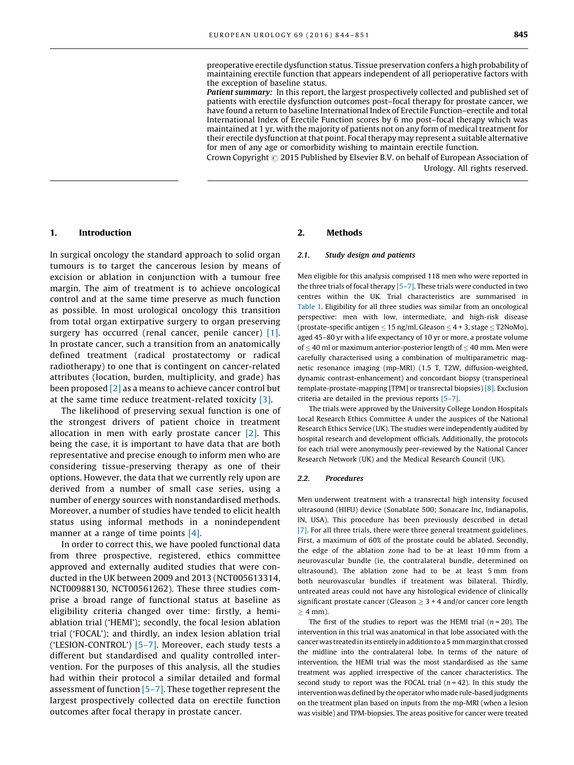preoperative erectile dysfunction status. Tissue preservation confers a high probability of maintaining erectile function that appears independent of all perioperative factors with the exception of baseline status.

***Patient summary:*** In this report, the largest prospectively collected and published set of patients with erectile dysfunction outcomes post–focal therapy for prostate cancer, we have found a return to baseline International Index of Erectile Function–erectile and total International Index of Erectile Function scores by 6 mo post–focal therapy which was maintained at 1 yr, with the majority of patients not on any form of medical treatment for their erectile dysfunction at that point. Focal therapy may represent a suitable alternative for men of any age or comorbidity wishing to maintain erectile function.

Crown Copyright © 2015 Published by Elsevier B.V. on behalf of European Association of Urology. All rights reserved.

## 1. Introduction

In surgical oncology the standard approach to solid organ tumours is to target the cancerous lesion by means of excision or ablation in conjunction with a tumour free margin. The aim of treatment is to achieve oncological control and at the same time preserve as much function as possible. In most urological oncology this transition from total organ extirpative surgery to organ preserving surgery has occurred (renal cancer, penile cancer) [1]. In prostate cancer, such a transition from an anatomically defined treatment (radical prostatectomy or radical radiotherapy) to one that is contingent on cancer-related attributes (location, burden, multiplicity, and grade) has been proposed [2] as a means to achieve cancer control but at the same time reduce treatment-related toxicity [3].

The likelihood of preserving sexual function is one of the strongest drivers of patient choice in treatment allocation in men with early prostate cancer [2]. This being the case, it is important to have data that are both representative and precise enough to inform men who are considering tissue-preserving therapy as one of their options. However, the data that we currently rely upon are derived from a number of small case series, using a number of energy sources with nonstandardised methods. Moreover, a number of studies have tended to elicit health status using informal methods in a nonindependent manner at a range of time points [4].

In order to correct this, we have pooled functional data from three prospective, registered, ethics committee approved and externally audited studies that were conducted in the UK between 2009 and 2013 (NCT005613314, NCT00988130, NCT00561262). These three studies comprise a broad range of functional status at baseline as eligibility criteria changed over time: firstly, a hemi-ablation trial ('HEMI'); secondly, the focal lesion ablation trial ('FOCAL'); and thirdly, an index lesion ablation trial ('LESION-CONTROL') [5–7]. Moreover, each study tests a different but standardised and quality controlled intervention. For the purposes of this analysis, all the studies had within their protocol a similar detailed and formal assessment of function [5–7]. These together represent the largest prospectively collected data on erectile function outcomes after focal therapy in prostate cancer.

## 2. Methods

### 2.1. Study design and patients

Men eligible for this analysis comprised 118 men who were reported in the three trials of focal therapy [5–7]. These trials were conducted in two centres within the UK. Trial characteristics are summarised in Table 1. Eligibility for all three studies was similar from an oncological perspective: men with low, intermediate, and high-risk disease (prostate-specific antigen ≤ 15 ng/ml, Gleason ≤ 4 + 3, stage ≤ T2NoMo), aged 45–80 yr with a life expectancy of 10 yr or more, a prostate volume of ≤ 40 ml or maximum anterior-posterior length of ≤ 40 mm. Men were carefully characterised using a combination of multiparametric magnetic resonance imaging (mp-MRI) (1.5 T, T2W, diffusion-weighted, dynamic contrast-enhancement) and concordant biopsy (transperineal template-prostate-mapping [TPM] or transrectal biopsies) [8]. Exclusion criteria are detailed in the previous reports [5–7].

The trials were approved by the University College London Hospitals Local Research Ethics Committee A under the auspices of the National Research Ethics Service (UK). The studies were independently audited by hospital research and development officials. Additionally, the protocols for each trial were anonymously peer-reviewed by the National Cancer Research Network (UK) and the Medical Research Council (UK).

### 2.2. Procedures

Men underwent treatment with a transrectal high intensity focused ultrasound (HIFU) device (Sonablate 500; Sonacare Inc, Indianapolis, IN, USA). This procedure has been previously described in detail [7]. For all three trials, there were three general treatment guidelines. First, a maximum of 60% of the prostate could be ablated. Secondly, the edge of the ablation zone had to be at least 10 mm from a neurovascular bundle (ie, the contralateral bundle, determined on ultrasound). The ablation zone had to be at least 5 mm from both neurovascular bundles if treatment was bilateral. Thirdly, untreated areas could not have any histological evidence of clinically significant prostate cancer (Gleason ≥ 3 + 4 and/or cancer core length ≥ 4 mm).

The first of the studies to report was the HEMI trial ($n = 20$). The intervention in this trial was anatomical in that lobe associated with the cancer was treated in its entirely in addition to a 5 mm margin that crossed the midline into the contralateral lobe. In terms of the nature of intervention, the HEMI trial was the most standardised as the same treatment was applied irrespective of the cancer characteristics. The second study to report was the FOCAL trial ($n = 42$). In this study the intervention was defined by the operator who made rule-based judgments on the treatment plan based on inputs from the mp-MRI (when a lesion was visible) and TPM-biopsies. The areas positive for cancer were treated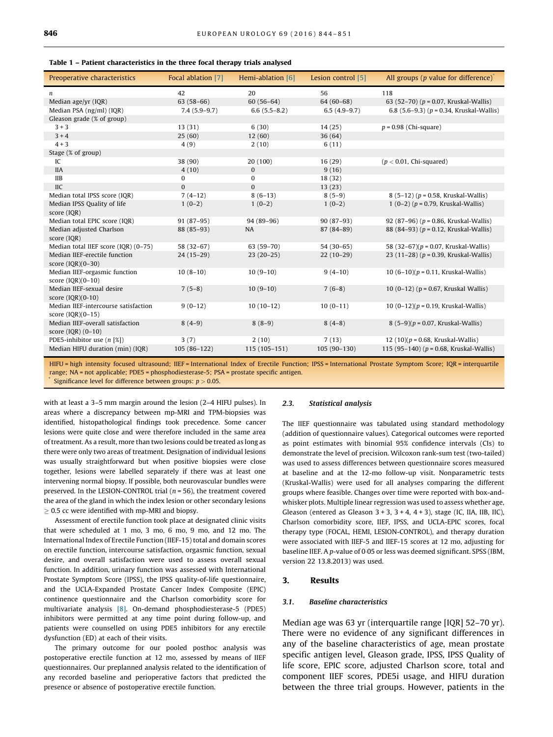**Table 1 – Patient characteristics in the three focal therapy trials analysed**

| Preoperative characteristics | Focal ablation [7] | Hemi-ablation [6] | Lesion control [5] | All groups (p value for difference)* |
|---|---|---|---|---|
| n | 42 | 20 | 56 | 118 |
| Median age/yr (IQR) | 63 (58–66) | 60 (56–64) | 64 (60–68) | 63 (52–70) (p = 0.07, Kruskal-Wallis) |
| Median PSA (ng/ml) (IQR) | 7.4 (5.9–9.7) | 6.6 (5.5–8.2) | 6.5 (4.9–9.7) | 6.8 (5.6–9.3) (p = 0.34, Kruskal-Wallis) |
| Gleason grade (% of group) | | | | |
| 3 + 3 | 13 (31) | 6 (30) | 14 (25) | p = 0.98 (Chi-square) |
| 3 + 4 | 25 (60) | 12 (60) | 36 (64) | |
| 4 + 3 | 4 (9) | 2 (10) | 6 (11) | |
| Stage (% of group) | | | | |
| IC | 38 (90) | 20 (100) | 16 (29) | (p < 0.01, Chi-squared) |
| IIA | 4 (10) | 0 | 9 (16) | |
| IIB | 0 | 0 | 18 (32) | |
| IIC | 0 | 0 | 13 (23) | |
| Median total IPSS score (IQR) | 7 (4–12) | 8 (6–13) | 8 (5–9) | 8 (5–12) (p = 0.58, Kruskal-Wallis) |
| Median IPSS Quality of life score (IQR) | 1 (0–2) | 1 (0–2) | 1 (0–2) | 1 (0–2) (p = 0.79, Kruskal-Wallis) |
| Median total EPIC score (IQR) | 91 (87–95) | 94 (89–96) | 90 (87–93) | 92 (87–96) (p = 0.86, Kruskal-Wallis) |
| Median adjusted Charlson score (IQR) | 88 (85–93) | NA | 87 (84–89) | 88 (84–93) (p = 0.12, Kruskal-Wallis) |
| Median total IIEF score (IQR) (0–75) | 58 (32–67) | 63 (59–70) | 54 (30–65) | 58 (32–67)(p = 0.07, Kruskal-Wallis) |
| Median IIEF-erectile function score (IQR)(0–30) | 24 (15–29) | 23 (20–25) | 22 (10–29) | 23 (11–28) (p = 0.39, Kruskal-Wallis) |
| Median IIEF-orgasmic function score (IQR)(0–10) | 10 (8–10) | 10 (9–10) | 9 (4–10) | 10 (6–10)(p = 0.11, Kruskal-Wallis) |
| Median IIEF-sexual desire score (IQR)(0-10) | 7 (5–8) | 10 (9–10) | 7 (6–8) | 10 (0–12) (p = 0.67, Kruskal Wallis) |
| Median IIEF-intercourse satisfaction score (IQR)(0–15) | 9 (0–12) | 10 (10–12) | 10 (0–11) | 10 (0–12)(p = 0.19, Kruskal-Wallis) |
| Median IIEF-overall satisfaction score (IQR) (0–10) | 8 (4–9) | 8 (8–9) | 8 (4–8) | 8 (5–9)(p = 0.07, Kruskal-Wallis) |
| PDE5-inhibitor use (n [%]) | 3 (7) | 2 (10) | 7 (13) | 12 (10)(p = 0.68, Kruskal-Wallis) |
| Median HIFU duration (min) (IQR) | 105 (86–122) | 115 (105–151) | 105 (90–130) | 115 (95–140) (p = 0.68, Kruskal-Wallis) |

HIFU = high intensity focused ultrasound; IIEF = International Index of Erectile Function; IPSS = International Prostate Symptom Score; IQR = interquartile range; NA = not applicable; PDE5 = phosphodiesterase-5; PSA = prostate specific antigen.
* Significance level for difference between groups: $p > 0.05$.

with at least a 3–5 mm margin around the lesion (2–4 HIFU pulses). In areas where a discrepancy between mp-MRI and TPM-biopsies was identified, histopathological findings took precedence. Some cancer lesions were quite close and were therefore included in the same area of treatment. As a result, more than two lesions could be treated as long as there were only two areas of treatment. Designation of individual lesions was usually straightforward but when positive biopsies were close together, lesions were labelled separately if there was at least one intervening normal biopsy. If possible, both neurovascular bundles were preserved. In the LESION-CONTROL trial ($n = 56$), the treatment covered the area of the gland in which the index lesion or other secondary lesions $\geq 0.5$ cc were identified with mp-MRI and biopsy.

Assessment of erectile function took place at designated clinic visits that were scheduled at 1 mo, 3 mo, 6 mo, 9 mo, and 12 mo. The International Index of Erectile Function (IIEF-15) total and domain scores on erectile function, intercourse satisfaction, orgasmic function, sexual desire, and overall satisfaction were used to assess overall sexual function. In addition, urinary function was assessed with International Prostate Symptom Score (IPSS), the IPSS quality-of-life questionnaire, and the UCLA-Expanded Prostate Cancer Index Composite (EPIC) continence questionnaire and the Charlson comorbidity score for multivariate analysis [8]. On-demand phosphodiesterase-5 (PDE5) inhibitors were permitted at any time point during follow-up, and patients were counselled on using PDE5 inhibitors for any erectile dysfunction (ED) at each of their visits.

The primary outcome for our pooled posthoc analysis was postoperative erectile function at 12 mo, assessed by means of IIEF questionnaires. Our preplanned analysis related to the identification of any recorded baseline and perioperative factors that predicted the presence or absence of postoperative erectile function.

### 2.3. Statistical analysis

The IIEF questionnaire was tabulated using standard methodology (addition of questionnaire values). Categorical outcomes were reported as point estimates with binomial 95% confidence intervals (CIs) to demonstrate the level of precision. Wilcoxon rank-sum test (two-tailed) was used to assess differences between questionnaire scores measured at baseline and at the 12-mo follow-up visit. Nonparametric tests (Kruskal-Wallis) were used for all analyses comparing the different groups where feasible. Changes over time were reported with box-and-whisker plots. Multiple linear regression was used to assess whether age, Gleason (entered as Gleason 3 + 3, 3 + 4, 4 + 3), stage (IC, IIA, IIB, IIC), Charlson comorbidity score, IIEF, IPSS, and UCLA-EPIC scores, focal therapy type (FOCAL, HEMI, LESION-CONTROL), and therapy duration were associated with IIEF-5 and IIEF-15 scores at 12 mo, adjusting for baseline IIEF. A p-value of 0·05 or less was deemed significant. SPSS (IBM, version 22 13.8.2013) was used.

## 3. Results

### 3.1. Baseline characteristics

Median age was 63 yr (interquartile range [IQR] 52–70 yr). There were no evidence of any significant differences in any of the baseline characteristics of age, mean prostate specific antigen level, Gleason grade, IPSS, IPSS Quality of life score, EPIC score, adjusted Charlson score, total and component IIEF scores, PDE5i usage, and HIFU duration between the three trial groups. However, patients in the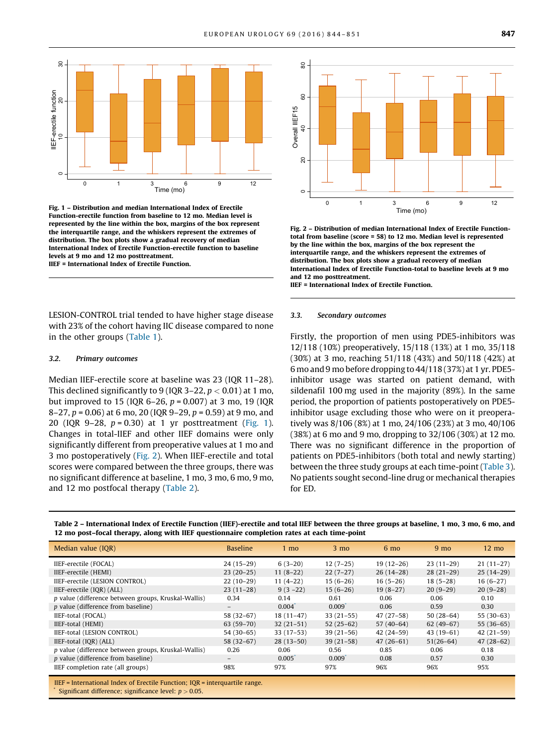Fig. 1 – Distribution and median International Index of Erectile Function-erectile function from baseline to 12 mo. Median level is represented by the line within the box, margins of the box represent the interquartile range, and the whiskers represent the extremes of distribution. The box plots show a gradual recovery of median International Index of Erectile Function-erectile function to baseline levels at 9 mo and 12 mo posttreatment.
IIEF = International Index of Erectile Function.

Fig. 2 – Distribution of median International Index of Erectile Function-total from baseline (score = 58) to 12 mo. Median level is represented by the line within the box, margins of the box represent the interquartile range, and the whiskers represent the extremes of distribution. The box plots show a gradual recovery of median International Index of Erectile Function-total to baseline levels at 9 mo and 12 mo posttreatment.
IIEF = International Index of Erectile Function.

LESION-CONTROL trial tended to have higher stage disease with 23% of the cohort having IIC disease compared to none in the other groups (Table 1).

### 3.2. Primary outcomes

Median IIEF-erectile score at baseline was 23 (IQR 11–28). This declined significantly to 9 (IQR 3–22, $p < 0.01$) at 1 mo, but improved to 15 (IQR 6–26, $p = 0.007$) at 3 mo, 19 (IQR 8–27, $p = 0.06$) at 6 mo, 20 (IQR 9–29, $p = 0.59$) at 9 mo, and 20 (IQR 9–28, $p = 0.30$) at 1 yr posttreatment (Fig. 1). Changes in total-IIEF and other IIEF domains were only significantly different from preoperative values at 1 mo and 3 mo postoperatively (Fig. 2). When IIEF-erectile and total scores were compared between the three groups, there was no significant difference at baseline, 1 mo, 3 mo, 6 mo, 9 mo, and 12 mo postfocal therapy (Table 2).

### 3.3. Secondary outcomes

Firstly, the proportion of men using PDE5-inhibitors was 12/118 (10%) preoperatively, 15/118 (13%) at 1 mo, 35/118 (30%) at 3 mo, reaching 51/118 (43%) and 50/118 (42%) at 6 mo and 9 mo before dropping to 44/118 (37%) at 1 yr. PDE5-inhibitor usage was started on patient demand, with sildenafil 100 mg used in the majority (89%). In the same period, the proportion of patients postoperatively on PDE5-inhibitor usage excluding those who were on it preoperatively was 8/106 (8%) at 1 mo, 24/106 (23%) at 3 mo, 40/106 (38%) at 6 mo and 9 mo, dropping to 32/106 (30%) at 12 mo. There was no significant difference in the proportion of patients on PDE5-inhibitors (both total and newly starting) between the three study groups at each time-point (Table 3). No patients sought second-line drug or mechanical therapies for ED.

**Table 2 – International Index of Erectile Function (IIEF)-erectile and total IIEF between the three groups at baseline, 1 mo, 3 mo, 6 mo, and 12 mo post–focal therapy, along with IIEF questionnaire completion rates at each time-point**

| Median value (IQR) | Baseline | 1 mo | 3 mo | 6 mo | 9 mo | 12 mo |
|---|---|---|---|---|---|---|
| IIEF-erectile (FOCAL) | 24 (15–29) | 6 (3–20) | 12 (7–25) | 19 (12–26) | 23 (11–29) | 21 (11–27) |
| IIEF-erectile (HEMI) | 23 (20–25) | 11 (8–22) | 22 (7–27) | 26 (14–28) | 28 (21–29) | 25 (14–29) |
| IIEF-erectile (LESION CONTROL) | 22 (10–29) | 11 (4–22) | 15 (6–26) | 16 (5–26) | 18 (5–28) | 16 (6–27) |
| IIEF-erectile (IQR) (ALL) | 23 (11–28) | 9 (3 –22) | 15 (6–26) | 19 (8–27) | 20 (9–29) | 20 (9–28) |
| p value (difference between groups, Kruskal-Wallis) | 0.34 | 0.14 | 0.61 | 0.06 | 0.06 | 0.10 |
| p value (difference from baseline) | – | 0.004* | 0.009* | 0.06 | 0.59 | 0.30 |
| IIEF-total (FOCAL) | 58 (32–67) | 18 (11–47) | 33 (21–55) | 47 (27–58) | 50 (28–64) | 55 (30–63) |
| IIEF-total (HEMI) | 63 (59–70) | 32 (21–51) | 52 (25–62) | 57 (40–64) | 62 (49–67) | 55 (36–65) |
| IIEF-total (LESION CONTROL) | 54 (30–65) | 33 (17–53) | 39 (21–56) | 42 (24–59) | 43 (19–61) | 42 (21–59) |
| IIEF-total (IQR) (ALL) | 58 (32–67) | 28 (13–50) | 39 (21–58) | 47 (26–61) | 51(26–64) | 47 (28–62) |
| p value (difference between groups, Kruskal-Wallis) | 0.26 | 0.06 | 0.56 | 0.85 | 0.06 | 0.18 |
| p value (difference from baseline) | – | 0.005* | 0.009* | 0.08 | 0.57 | 0.30 |
| IIEF completion rate (all groups) | 98% | 97% | 97% | 96% | 96% | 95% |

IIEF = International Index of Erectile Function; IQR = interquartile range.
\* Significant difference; significance level: $p > 0.05$.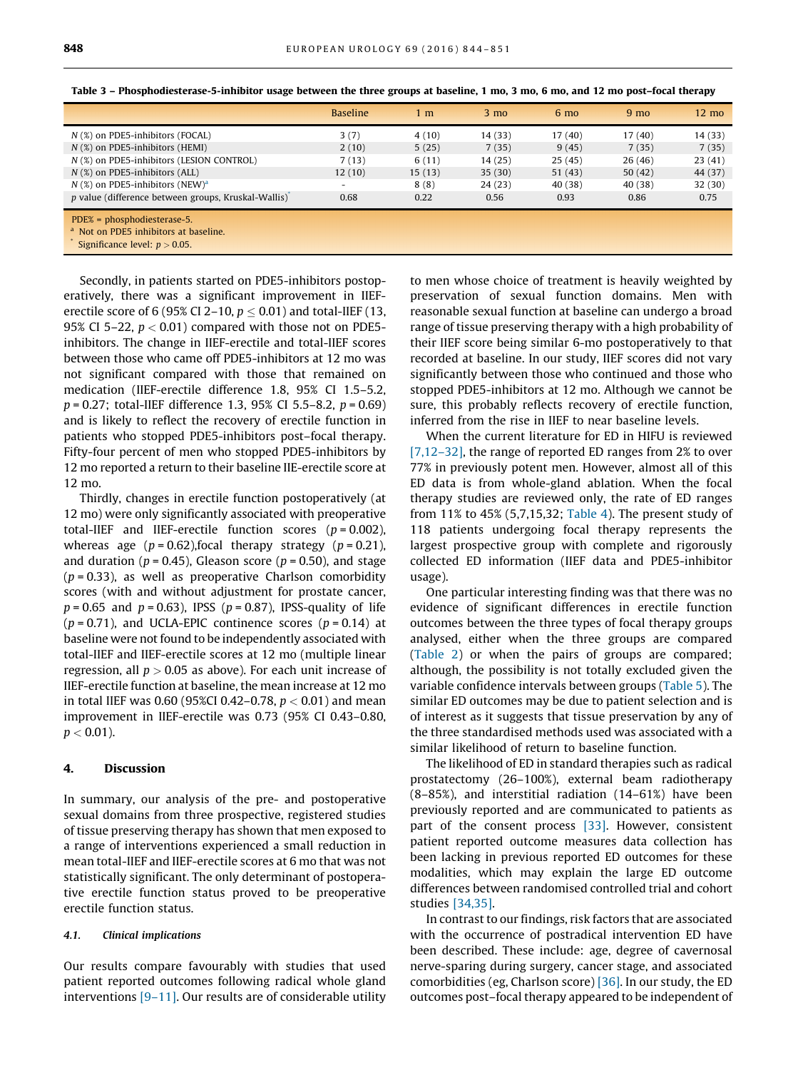**Table 3 – Phosphodiesterase-5-inhibitor usage between the three groups at baseline, 1 mo, 3 mo, 6 mo, and 12 mo post–focal therapy**

| | Baseline | 1 m | 3 mo | 6 mo | 9 mo | 12 mo |
|---|---|---|---|---|---|---|
| *N* (%) on PDE5-inhibitors (FOCAL) | 3 (7) | 4 (10) | 14 (33) | 17 (40) | 17 (40) | 14 (33) |
| *N* (%) on PDE5-inhibitors (HEMI) | 2 (10) | 5 (25) | 7 (35) | 9 (45) | 7 (35) | 7 (35) |
| *N* (%) on PDE5-inhibitors (LESION CONTROL) | 7 (13) | 6 (11) | 14 (25) | 25 (45) | 26 (46) | 23 (41) |
| *N* (%) on PDE5-inhibitors (ALL) | 12 (10) | 15 (13) | 35 (30) | 51 (43) | 50 (42) | 44 (37) |
| *N* (%) on PDE5-inhibitors (NEW)[a] | - | 8 (8) | 24 (23) | 40 (38) | 40 (38) | 32 (30) |
| *p* value (difference between groups, Kruskal-Wallis)[*] | 0.68 | 0.22 | 0.56 | 0.93 | 0.86 | 0.75 |

PDE% = phosphodiesterase-5.
[a] Not on PDE5 inhibitors at baseline.
[*] Significance level: $p > 0.05$.

Secondly, in patients started on PDE5-inhibitors postoperatively, there was a significant improvement in IIEF-erectile score of 6 (95% CI 2–10, $p \leq 0.01$) and total-IIEF (13, 95% CI 5–22, $p < 0.01$) compared with those not on PDE5-inhibitors. The change in IIEF-erectile and total-IIEF scores between those who came off PDE5-inhibitors at 12 mo was not significant compared with those that remained on medication (IIEF-erectile difference 1.8, 95% CI 1.5–5.2, $p = 0.27$; total-IIEF difference 1.3, 95% CI 5.5–8.2, $p = 0.69$) and is likely to reflect the recovery of erectile function in patients who stopped PDE5-inhibitors post–focal therapy. Fifty-four percent of men who stopped PDE5-inhibitors by 12 mo reported a return to their baseline IIE-erectile score at 12 mo.

Thirdly, changes in erectile function postoperatively (at 12 mo) were only significantly associated with preoperative total-IIEF and IIEF-erectile function scores ($p = 0.002$), whereas age ($p = 0.62$),focal therapy strategy ($p = 0.21$), and duration ($p = 0.45$), Gleason score ($p = 0.50$), and stage ($p = 0.33$), as well as preoperative Charlson comorbidity scores (with and without adjustment for prostate cancer, $p = 0.65$ and $p = 0.63$), IPSS ($p = 0.87$), IPSS-quality of life ($p = 0.71$), and UCLA-EPIC continence scores ($p = 0.14$) at baseline were not found to be independently associated with total-IIEF and IIEF-erectile scores at 12 mo (multiple linear regression, all $p > 0.05$ as above). For each unit increase of IIEF-erectile function at baseline, the mean increase at 12 mo in total IIEF was 0.60 (95%CI 0.42–0.78, $p < 0.01$) and mean improvement in IIEF-erectile was 0.73 (95% CI 0.43–0.80, $p < 0.01$).

## 4. Discussion

In summary, our analysis of the pre- and postoperative sexual domains from three prospective, registered studies of tissue preserving therapy has shown that men exposed to a range of interventions experienced a small reduction in mean total-IIEF and IIEF-erectile scores at 6 mo that was not statistically significant. The only determinant of postoperative erectile function status proved to be preoperative erectile function status.

### 4.1. Clinical implications

Our results compare favourably with studies that used patient reported outcomes following radical whole gland interventions [9–11]. Our results are of considerable utility to men whose choice of treatment is heavily weighted by preservation of sexual function domains. Men with reasonable sexual function at baseline can undergo a broad range of tissue preserving therapy with a high probability of their IIEF score being similar 6-mo postoperatively to that recorded at baseline. In our study, IIEF scores did not vary significantly between those who continued and those who stopped PDE5-inhibitors at 12 mo. Although we cannot be sure, this probably reflects recovery of erectile function, inferred from the rise in IIEF to near baseline levels.

When the current literature for ED in HIFU is reviewed [7,12–32], the range of reported ED ranges from 2% to over 77% in previously potent men. However, almost all of this ED data is from whole-gland ablation. When the focal therapy studies are reviewed only, the rate of ED ranges from 11% to 45% (5,7,15,32; Table 4). The present study of 118 patients undergoing focal therapy represents the largest prospective group with complete and rigorously collected ED information (IIEF data and PDE5-inhibitor usage).

One particular interesting finding was that there was no evidence of significant differences in erectile function outcomes between the three types of focal therapy groups analysed, either when the three groups are compared (Table 2) or when the pairs of groups are compared; although, the possibility is not totally excluded given the variable confidence intervals between groups (Table 5). The similar ED outcomes may be due to patient selection and is of interest as it suggests that tissue preservation by any of the three standardised methods used was associated with a similar likelihood of return to baseline function.

The likelihood of ED in standard therapies such as radical prostatectomy (26–100%), external beam radiotherapy (8–85%), and interstitial radiation (14–61%) have been previously reported and are communicated to patients as part of the consent process [33]. However, consistent patient reported outcome measures data collection has been lacking in previous reported ED outcomes for these modalities, which may explain the large ED outcome differences between randomised controlled trial and cohort studies [34,35].

In contrast to our findings, risk factors that are associated with the occurrence of postradical intervention ED have been described. These include: age, degree of cavernosal nerve-sparing during surgery, cancer stage, and associated comorbidities (eg, Charlson score) [36]. In our study, the ED outcomes post–focal therapy appeared to be independent of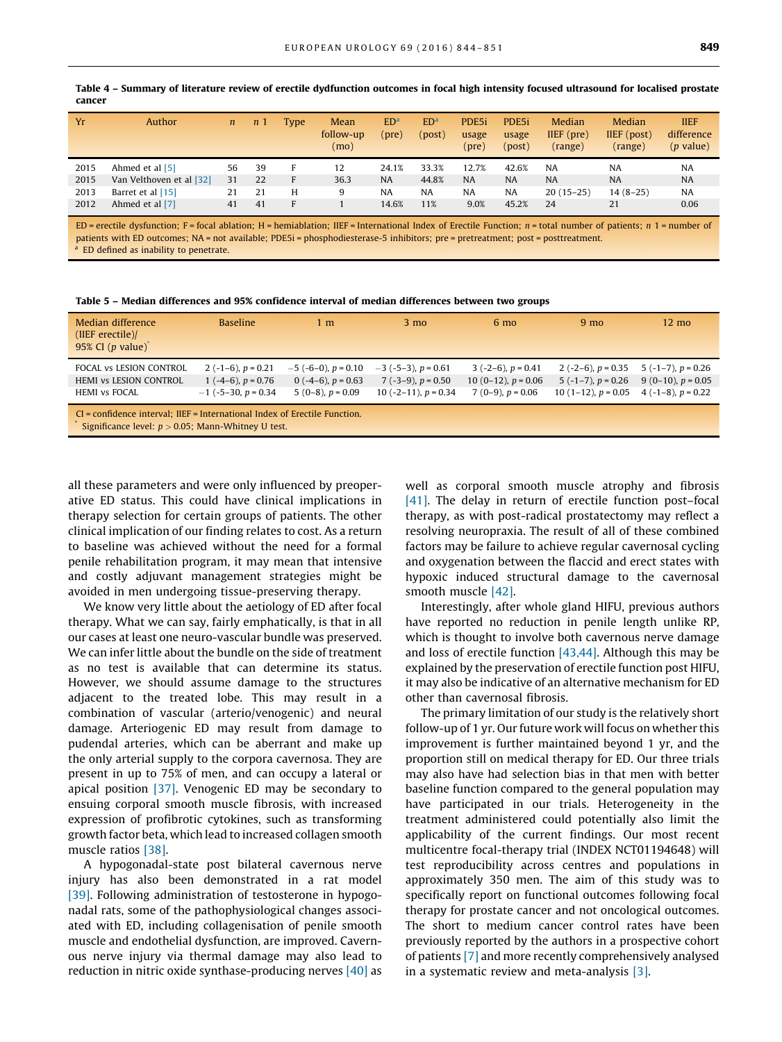**Table 4 – Summary of literature review of erectile dydfunction outcomes in focal high intensity focused ultrasound for localised prostate cancer**

| Yr | Author | *n* | *n* 1 | Type | Mean follow-up (mo) | ED[a] (pre) | ED[a] (post) | PDE5i usage (pre) | PDE5i usage (post) | Median IIEF (pre) (range) | Median IIEF (post) (range) | IIEF difference (*p* value) |
|---|---|---|---|---|---|---|---|---|---|---|---|---|
| 2015 | Ahmed et al [5] | 56 | 39 | F | 12 | 24.1% | 33.3% | 12.7% | 42.6% | NA | NA | NA |
| 2015 | Van Velthoven et al [32] | 31 | 22 | F | 36.3 | NA | 44.8% | NA | NA | NA | NA | NA |
| 2013 | Barret et al [15] | 21 | 21 | H | 9 | NA | NA | NA | NA | 20 (15–25) | 14 (8–25) | NA |
| 2012 | Ahmed et al [7] | 41 | 41 | F | 1 | 14.6% | 11% | 9.0% | 45.2% | 24 | 21 | 0.06 |

ED = erectile dysfunction; F = focal ablation; H = hemiablation; IIEF = International Index of Erectile Function; *n* = total number of patients; *n* 1 = number of patients with ED outcomes; NA = not available; PDE5i = phosphodiesterase-5 inhibitors; pre = pretreatment; post = posttreatment.
[a] ED defined as inability to penetrate.

**Table 5 – Median differences and 95% confidence interval of median differences between two groups**

| Median difference (IIEF erectile)/ 95% CI (*p* value)[*] | Baseline | 1 m | 3 mo | 6 mo | 9 mo | 12 mo |
|---|---|---|---|---|---|---|
| FOCAL vs LESION CONTROL | 2 (-1–6), *p* = 0.21 | −5 (-6–0), *p* = 0.10 | −3 (-5–3), *p* = 0.61 | 3 (-2–6), *p* = 0.41 | 2 (-2–6), *p* = 0.35 | 5 (-1–7), *p* = 0.26 |
| HEMI vs LESION CONTROL | 1 (-4–6), *p* = 0.76 | 0 (-4–6), *p* = 0.63 | 7 (-3–9), *p* = 0.50 | 10 (0–12), *p* = 0.06 | 5 (-1–7), *p* = 0.26 | 9 (0–10), *p* = 0.05 |
| HEMI vs FOCAL | −1 (-5–30, *p* = 0.34 | 5 (0–8), *p* = 0.09 | 10 (-2–11), *p* = 0.34 | 7 (0–9), *p* = 0.06 | 10 (1–12), *p* = 0.05 | 4 (-1–8), *p* = 0.22 |

CI = confidence interval; IIEF = International Index of Erectile Function.
[*] Significance level: $p > 0.05$; Mann-Whitney U test.

all these parameters and were only influenced by preoperative ED status. This could have clinical implications in therapy selection for certain groups of patients. The other clinical implication of our finding relates to cost. As a return to baseline was achieved without the need for a formal penile rehabilitation program, it may mean that intensive and costly adjuvant management strategies might be avoided in men undergoing tissue-preserving therapy.

We know very little about the aetiology of ED after focal therapy. What we can say, fairly emphatically, is that in all our cases at least one neuro-vascular bundle was preserved. We can infer little about the bundle on the side of treatment as no test is available that can determine its status. However, we should assume damage to the structures adjacent to the treated lobe. This may result in a combination of vascular (arterio/venogenic) and neural damage. Arteriogenic ED may result from damage to pudendal arteries, which can be aberrant and make up the only arterial supply to the corpora cavernosa. They are present in up to 75% of men, and can occupy a lateral or apical position [37]. Venogenic ED may be secondary to ensuing corporal smooth muscle fibrosis, with increased expression of profibrotic cytokines, such as transforming growth factor beta, which lead to increased collagen smooth muscle ratios [38].

A hypogonadal-state post bilateral cavernous nerve injury has also been demonstrated in a rat model [39]. Following administration of testosterone in hypogonadal rats, some of the pathophysiological changes associated with ED, including collagenisation of penile smooth muscle and endothelial dysfunction, are improved. Cavernous nerve injury via thermal damage may also lead to reduction in nitric oxide synthase-producing nerves [40] as well as corporal smooth muscle atrophy and fibrosis [41]. The delay in return of erectile function post–focal therapy, as with post-radical prostatectomy may reflect a resolving neuropraxia. The result of all of these combined factors may be failure to achieve regular cavernosal cycling and oxygenation between the flaccid and erect states with hypoxic induced structural damage to the cavernosal smooth muscle [42].

Interestingly, after whole gland HIFU, previous authors have reported no reduction in penile length unlike RP, which is thought to involve both cavernous nerve damage and loss of erectile function [43,44]. Although this may be explained by the preservation of erectile function post HIFU, it may also be indicative of an alternative mechanism for ED other than cavernosal fibrosis.

The primary limitation of our study is the relatively short follow-up of 1 yr. Our future work will focus on whether this improvement is further maintained beyond 1 yr, and the proportion still on medical therapy for ED. Our three trials may also have had selection bias in that men with better baseline function compared to the general population may have participated in our trials. Heterogeneity in the treatment administered could potentially also limit the applicability of the current findings. Our most recent multicentre focal-therapy trial (INDEX NCT01194648) will test reproducibility across centres and populations in approximately 350 men. The aim of this study was to specifically report on functional outcomes following focal therapy for prostate cancer and not oncological outcomes. The short to medium cancer control rates have been previously reported by the authors in a prospective cohort of patients [7] and more recently comprehensively analysed in a systematic review and meta-analysis [3].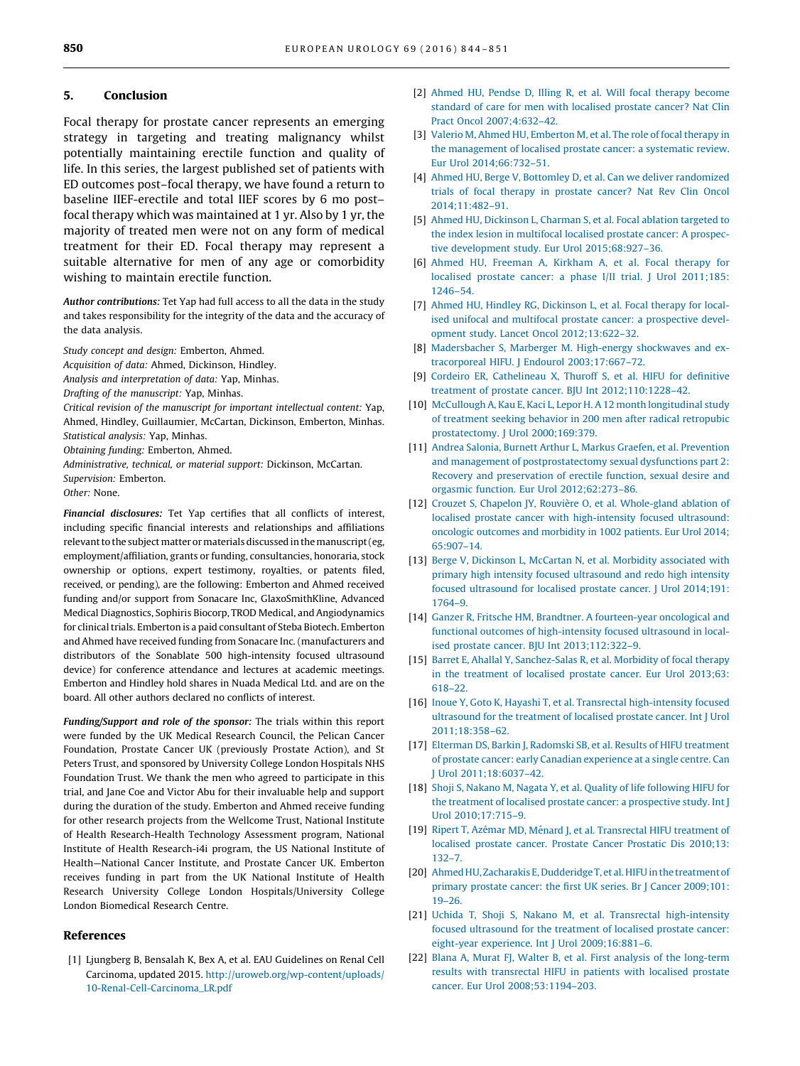## 5. Conclusion

Focal therapy for prostate cancer represents an emerging strategy in targeting and treating malignancy whilst potentially maintaining erectile function and quality of life. In this series, the largest published set of patients with ED outcomes post–focal therapy, we have found a return to baseline IIEF-erectile and total IIEF scores by 6 mo post–focal therapy which was maintained at 1 yr. Also by 1 yr, the majority of treated men were not on any form of medical treatment for their ED. Focal therapy may represent a suitable alternative for men of any age or comorbidity wishing to maintain erectile function.

***Author contributions:*** Tet Yap had full access to all the data in the study and takes responsibility for the integrity of the data and the accuracy of the data analysis.

*Study concept and design:* Emberton, Ahmed.
*Acquisition of data:* Ahmed, Dickinson, Hindley.
*Analysis and interpretation of data:* Yap, Minhas.
*Drafting of the manuscript:* Yap, Minhas.
*Critical revision of the manuscript for important intellectual content:* Yap, Ahmed, Hindley, Guillaumier, McCartan, Dickinson, Emberton, Minhas.
*Statistical analysis:* Yap, Minhas.
*Obtaining funding:* Emberton, Ahmed.
*Administrative, technical, or material support:* Dickinson, McCartan.
*Supervision:* Emberton.
*Other:* None.

***Financial disclosures:*** Tet Yap certifies that all conflicts of interest, including specific financial interests and relationships and affiliations relevant to the subject matter or materials discussed in the manuscript (eg, employment/affiliation, grants or funding, consultancies, honoraria, stock ownership or options, expert testimony, royalties, or patents filed, received, or pending), are the following: Emberton and Ahmed received funding and/or support from Sonacare Inc, GlaxoSmithKline, Advanced Medical Diagnostics, Sophiris Biocorp, TROD Medical, and Angiodynamics for clinical trials. Emberton is a paid consultant of Steba Biotech. Emberton and Ahmed have received funding from Sonacare Inc. (manufacturers and distributors of the Sonablate 500 high-intensity focused ultrasound device) for conference attendance and lectures at academic meetings. Emberton and Hindley hold shares in Nuada Medical Ltd. and are on the board. All other authors declared no conflicts of interest.

***Funding/Support and role of the sponsor:*** The trials within this report were funded by the UK Medical Research Council, the Pelican Cancer Foundation, Prostate Cancer UK (previously Prostate Action), and St Peters Trust, and sponsored by University College London Hospitals NHS Foundation Trust. We thank the men who agreed to participate in this trial, and Jane Coe and Victor Abu for their invaluable help and support during the duration of the study. Emberton and Ahmed receive funding for other research projects from the Wellcome Trust, National Institute of Health Research-Health Technology Assessment program, National Institute of Health Research-i4i program, the US National Institute of Health—National Cancer Institute, and Prostate Cancer UK. Emberton receives funding in part from the UK National Institute of Health Research University College London Hospitals/University College London Biomedical Research Centre.

## References

[1] Ljungberg B, Bensalah K, Bex A, et al. EAU Guidelines on Renal Cell Carcinoma, updated 2015. http://uroweb.org/wp-content/uploads/10-Renal-Cell-Carcinoma_LR.pdf

[2] Ahmed HU, Pendse D, Illing R, et al. Will focal therapy become standard of care for men with localised prostate cancer? Nat Clin Pract Oncol 2007;4:632–42.

[3] Valerio M, Ahmed HU, Emberton M, et al. The role of focal therapy in the management of localised prostate cancer: a systematic review. Eur Urol 2014;66:732–51.

[4] Ahmed HU, Berge V, Bottomley D, et al. Can we deliver randomized trials of focal therapy in prostate cancer? Nat Rev Clin Oncol 2014;11:482–91.

[5] Ahmed HU, Dickinson L, Charman S, et al. Focal ablation targeted to the index lesion in multifocal localised prostate cancer: A prospective development study. Eur Urol 2015;68:927–36.

[6] Ahmed HU, Freeman A, Kirkham A, et al. Focal therapy for localised prostate cancer: a phase I/II trial. J Urol 2011;185: 1246–54.

[7] Ahmed HU, Hindley RG, Dickinson L, et al. Focal therapy for localised unifocal and multifocal prostate cancer: a prospective development study. Lancet Oncol 2012;13:622–32.

[8] Madersbacher S, Marberger M. High-energy shockwaves and extracorporeal HIFU. J Endourol 2003;17:667–72.

[9] Cordeiro ER, Cathelineau X, Thuroff S, et al. HIFU for definitive treatment of prostate cancer. BJU Int 2012;110:1228–42.

[10] McCullough A, Kau E, Kaci L, Lepor H. A 12 month longitudinal study of treatment seeking behavior in 200 men after radical retropubic prostatectomy. J Urol 2000;169:379.

[11] Andrea Salonia, Burnett Arthur L, Markus Graefen, et al. Prevention and management of postprostatectomy sexual dysfunctions part 2: Recovery and preservation of erectile function, sexual desire and orgasmic function. Eur Urol 2012;62:273–86.

[12] Crouzet S, Chapelon JY, Rouvière O, et al. Whole-gland ablation of localised prostate cancer with high-intensity focused ultrasound: oncologic outcomes and morbidity in 1002 patients. Eur Urol 2014; 65:907–14.

[13] Berge V, Dickinson L, McCartan N, et al. Morbidity associated with primary high intensity focused ultrasound and redo high intensity focused ultrasound for localised prostate cancer. J Urol 2014;191: 1764–9.

[14] Ganzer R, Fritsche HM, Brandtner. A fourteen-year oncological and functional outcomes of high-intensity focused ultrasound in localised prostate cancer. BJU Int 2013;112:322–9.

[15] Barret E, Ahallal Y, Sanchez-Salas R, et al. Morbidity of focal therapy in the treatment of localised prostate cancer. Eur Urol 2013;63: 618–22.

[16] Inoue Y, Goto K, Hayashi T, et al. Transrectal high-intensity focused ultrasound for the treatment of localised prostate cancer. Int J Urol 2011;18:358–62.

[17] Elterman DS, Barkin J, Radomski SB, et al. Results of HIFU treatment of prostate cancer: early Canadian experience at a single centre. Can J Urol 2011;18:6037–42.

[18] Shoji S, Nakano M, Nagata Y, et al. Quality of life following HIFU for the treatment of localized prostate cancer: a prospective study. Int J Urol 2010;17:715–9.

[19] Ripert T, Azémar MD, Ménard J, et al. Transrectal HIFU treatment of localised prostate cancer. Prostate Cancer Prostatic Dis 2010;13: 132–7.

[20] Ahmed HU, Zacharakis E, Dudderidge T, et al. HIFU in the treatment of primary prostate cancer: the first UK series. Br J Cancer 2009;101: 19–26.

[21] Uchida T, Shoji S, Nakano M, et al. Transrectal high-intensity focused ultrasound for the treatment of localised prostate cancer: eight-year experience. Int J Urol 2009;16:881–6.

[22] Blana A, Murat FJ, Walter B, et al. First analysis of the long-term results with transrectal HIFU in patients with localised prostate cancer. Eur Urol 2008;53:1194–203.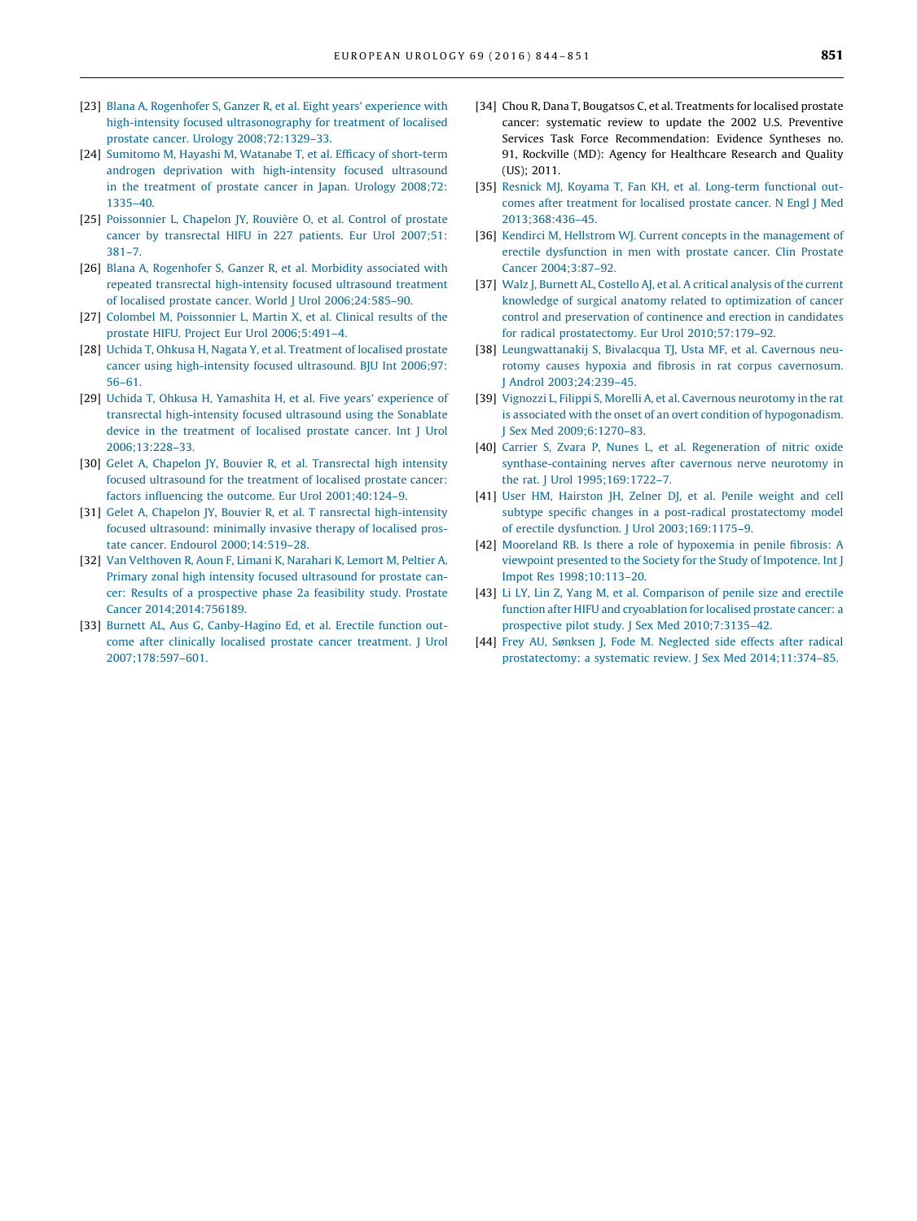[23] Blana A, Rogenhofer S, Ganzer R, et al. Eight years' experience with high-intensity focused ultrasonography for treatment of localised prostate cancer. Urology 2008;72:1329–33.

[24] Sumitomo M, Hayashi M, Watanabe T, et al. Efficacy of short-term androgen deprivation with high-intensity focused ultrasound in the treatment of prostate cancer in Japan. Urology 2008;72: 1335–40.

[25] Poissonnier L, Chapelon JY, Rouvière O, et al. Control of prostate cancer by transrectal HIFU in 227 patients. Eur Urol 2007;51: 381–7.

[26] Blana A, Rogenhofer S, Ganzer R, et al. Morbidity associated with repeated transrectal high-intensity focused ultrasound treatment of localised prostate cancer. World J Urol 2006;24:585–90.

[27] Colombel M, Poissonnier L, Martin X, et al. Clinical results of the prostate HIFU. Project Eur Urol 2006;5:491–4.

[28] Uchida T, Ohkusa H, Nagata Y, et al. Treatment of localised prostate cancer using high-intensity focused ultrasound. BJU Int 2006;97: 56–61.

[29] Uchida T, Ohkusa H, Yamashita H, et al. Five years' experience of transrectal high-intensity focused ultrasound using the Sonablate device in the treatment of localised prostate cancer. Int J Urol 2006;13:228–33.

[30] Gelet A, Chapelon JY, Bouvier R, et al. Transrectal high intensity focused ultrasound for the treatment of localised prostate cancer: factors influencing the outcome. Eur Urol 2001;40:124–9.

[31] Gelet A, Chapelon JY, Bouvier R, et al. T ransrectal high-intensity focused ultrasound: minimally invasive therapy of localised prostate cancer. Endourol 2000;14:519–28.

[32] Van Velthoven R, Aoun F, Limani K, Narahari K, Lemort M, Peltier A. Primary zonal high intensity focused ultrasound for prostate cancer: Results of a prospective phase 2a feasibility study. Prostate Cancer 2014;2014:756189.

[33] Burnett AL, Aus G, Canby-Hagino Ed, et al. Erectile function outcome after clinically localised prostate cancer treatment. J Urol 2007;178:597–601.

[34] Chou R, Dana T, Bougatsos C, et al. Treatments for localised prostate cancer: systematic review to update the 2002 U.S. Preventive Services Task Force Recommendation: Evidence Syntheses no. 91, Rockville (MD): Agency for Healthcare Research and Quality (US); 2011.

[35] Resnick MJ, Koyama T, Fan KH, et al. Long-term functional outcomes after treatment for localised prostate cancer. N Engl J Med 2013;368:436–45.

[36] Kendirci M, Hellstrom WJ. Current concepts in the management of erectile dysfunction in men with prostate cancer. Clin Prostate Cancer 2004;3:87–92.

[37] Walz J, Burnett AL, Costello AJ, et al. A critical analysis of the current knowledge of surgical anatomy related to optimization of cancer control and preservation of continence and erection in candidates for radical prostatectomy. Eur Urol 2010;57:179–92.

[38] Leungwattanakij S, Bivalacqua TJ, Usta MF, et al. Cavernous neurotomy causes hypoxia and fibrosis in rat corpus cavernosum. J Androl 2003;24:239–45.

[39] Vignozzi L, Filippi S, Morelli A, et al. Cavernous neurotomy in the rat is associated with the onset of an overt condition of hypogonadism. J Sex Med 2009;6:1270–83.

[40] Carrier S, Zvara P, Nunes L, et al. Regeneration of nitric oxide synthase-containing nerves after cavernous nerve neurotomy in the rat. J Urol 1995;169:1722–7.

[41] User HM, Hairston JH, Zelner DJ, et al. Penile weight and cell subtype specific changes in a post-radical prostatectomy model of erectile dysfunction. J Urol 2003;169:1175–9.

[42] Mooreland RB. Is there a role of hypoxemia in penile fibrosis: A viewpoint presented to the Society for the Study of Impotence. Int J Impot Res 1998;10:113–20.

[43] Li LY, Lin Z, Yang M, et al. Comparison of penile size and erectile function after HIFU and cryoablation for localised prostate cancer: a prospective pilot study. J Sex Med 2010;7:3135–42.

[44] Frey AU, Sønksen J, Fode M. Neglected side effects after radical prostatectomy: a systematic review. J Sex Med 2014;11:374–85.